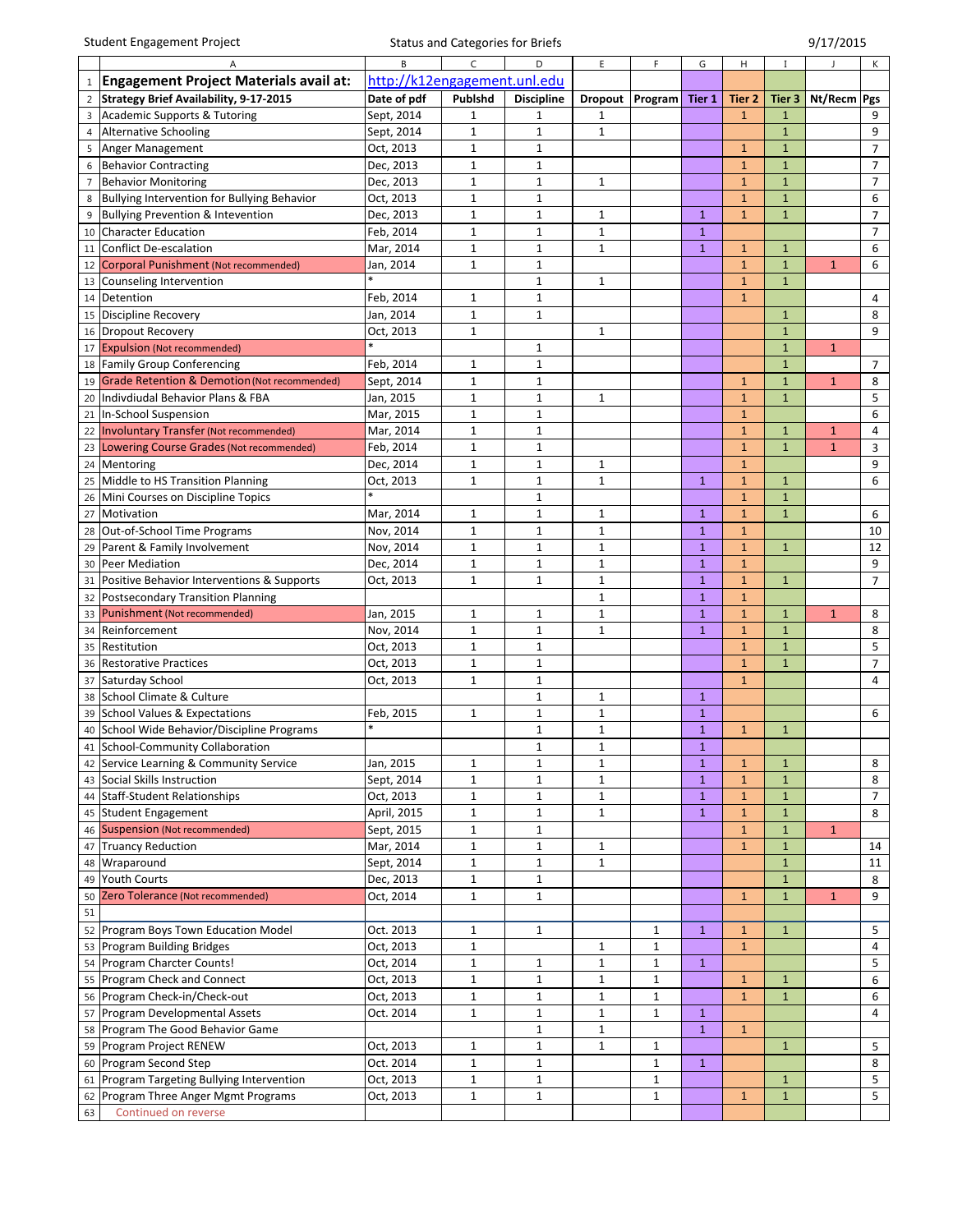Student Engagement Project | Status and Categories for Briefs | 9/17/2015

| | A | B | C | D | E | F | G | H | I | J | K |
|---|---|---|---|---|---|---|---|---|---|---|---|
| 1 | **Engagement Project Materials avail at:** | http://k12engagement.unl.edu | | | | | | | | | |
| 2 | **Strategy Brief Availability, 9-17-2015** | **Date of pdf** | **Publshd** | **Discipline** | **Dropout** | **Program** | **Tier 1** | **Tier 2** | **Tier 3** | **Nt/Recm** | **Pgs** |
| 3 | Academic Supports & Tutoring | Sept, 2014 | 1 | 1 | 1 | | | 1 | 1 | | 9 |
| 4 | Alternative Schooling | Sept, 2014 | 1 | 1 | 1 | | | | 1 | | 9 |
| 5 | Anger Management | Oct, 2013 | 1 | 1 | | | | 1 | 1 | | 7 |
| 6 | Behavior Contracting | Dec, 2013 | 1 | 1 | | | | 1 | 1 | | 7 |
| 7 | Behavior Monitoring | Dec, 2013 | 1 | 1 | 1 | | | 1 | 1 | | 7 |
| 8 | Bullying Intervention for Bullying Behavior | Oct, 2013 | 1 | 1 | | | | 1 | 1 | | 6 |
| 9 | Bullying Prevention & Intevention | Dec, 2013 | 1 | 1 | 1 | | 1 | 1 | 1 | | 7 |
| 10 | Character Education | Feb, 2014 | 1 | 1 | 1 | | 1 | | | | 7 |
| 11 | Conflict De-escalation | Mar, 2014 | 1 | 1 | 1 | | 1 | 1 | 1 | | 6 |
| 12 | Corporal Punishment (Not recommended) | Jan, 2014 | 1 | 1 | | | | 1 | 1 | 1 | 6 |
| 13 | Counseling Intervention | * | | 1 | 1 | | | 1 | 1 | | |
| 14 | Detention | Feb, 2014 | 1 | 1 | | | | 1 | | | 4 |
| 15 | Discipline Recovery | Jan, 2014 | 1 | 1 | | | | | 1 | | 8 |
| 16 | Dropout Recovery | Oct, 2013 | 1 | | 1 | | | | 1 | | 9 |
| 17 | Expulsion (Not recommended) | * | | 1 | | | | | 1 | 1 | |
| 18 | Family Group Conferencing | Feb, 2014 | 1 | 1 | | | | | 1 | | 7 |
| 19 | Grade Retention & Demotion (Not recommended) | Sept, 2014 | 1 | 1 | | | | 1 | 1 | 1 | 8 |
| 20 | Indvidiudal Behavior Plans & FBA | Jan, 2015 | 1 | 1 | 1 | | | 1 | 1 | | 5 |
| 21 | In-School Suspension | Mar, 2015 | 1 | 1 | | | | 1 | | | 6 |
| 22 | Involuntary Transfer (Not recommended) | Mar, 2014 | 1 | 1 | | | | 1 | 1 | 1 | 4 |
| 23 | Lowering Course Grades (Not recommended) | Feb, 2014 | 1 | 1 | | | | 1 | 1 | 1 | 3 |
| 24 | Mentoring | Dec, 2014 | 1 | 1 | 1 | | | 1 | | | 9 |
| 25 | Middle to HS Transition Planning | Oct, 2013 | 1 | 1 | 1 | | 1 | 1 | 1 | | 6 |
| 26 | Mini Courses on Discipline Topics | * | | 1 | | | | 1 | 1 | | |
| 27 | Motivation | Mar, 2014 | 1 | 1 | 1 | | 1 | 1 | 1 | | 6 |
| 28 | Out-of-School Time Programs | Nov, 2014 | 1 | 1 | 1 | | 1 | 1 | | | 10 |
| 29 | Parent & Family Involvement | Nov, 2014 | 1 | 1 | 1 | | 1 | 1 | 1 | | 12 |
| 30 | Peer Mediation | Dec, 2014 | 1 | 1 | 1 | | 1 | 1 | | | 9 |
| 31 | Positive Behavior Interventions & Supports | Oct, 2013 | 1 | 1 | 1 | | 1 | 1 | 1 | | 7 |
| 32 | Postsecondary Transition Planning | | | | 1 | | 1 | 1 | | | |
| 33 | Punishment (Not recommended) | Jan, 2015 | 1 | 1 | 1 | | 1 | 1 | 1 | 1 | 8 |
| 34 | Reinforcement | Nov, 2014 | 1 | 1 | 1 | | 1 | 1 | 1 | | 8 |
| 35 | Restitution | Oct, 2013 | 1 | 1 | | | | 1 | 1 | | 5 |
| 36 | Restorative Practices | Oct, 2013 | 1 | 1 | | | | 1 | 1 | | 7 |
| 37 | Saturday School | Oct, 2013 | 1 | 1 | | | | 1 | | | 4 |
| 38 | School Climate & Culture | | | 1 | 1 | | 1 | | | | |
| 39 | School Values & Expectations | Feb, 2015 | 1 | 1 | 1 | | 1 | | | | 6 |
| 40 | School Wide Behavior/Discipline Programs | * | | 1 | 1 | | 1 | 1 | 1 | | |
| 41 | School-Community Collaboration | | | 1 | 1 | | 1 | | | | |
| 42 | Service Learning & Community Service | Jan, 2015 | 1 | 1 | 1 | | 1 | 1 | 1 | | 8 |
| 43 | Social Skills Instruction | Sept, 2014 | 1 | 1 | 1 | | 1 | 1 | 1 | | 8 |
| 44 | Staff-Student Relationships | Oct, 2013 | 1 | 1 | 1 | | 1 | 1 | 1 | | 7 |
| 45 | Student Engagement | April, 2015 | 1 | 1 | 1 | | 1 | 1 | 1 | | 8 |
| 46 | Suspension (Not recommended) | Sept, 2015 | 1 | 1 | | | | 1 | 1 | 1 | |
| 47 | Truancy Reduction | Mar, 2014 | 1 | 1 | 1 | | | 1 | 1 | | 14 |
| 48 | Wraparound | Sept, 2014 | 1 | 1 | 1 | | | | 1 | | 11 |
| 49 | Youth Courts | Dec, 2013 | 1 | 1 | | | | | 1 | | 8 |
| 50 | Zero Tolerance (Not recommended) | Oct, 2014 | 1 | 1 | | | | 1 | 1 | 1 | 9 |
| 51 | | | | | | | | | | | |
| 52 | Program Boys Town Education Model | Oct. 2013 | 1 | 1 | | 1 | 1 | 1 | 1 | | 5 |
| 53 | Program Building Bridges | Oct, 2013 | 1 | | 1 | 1 | | 1 | | | 4 |
| 54 | Program Charcter Counts! | Oct, 2014 | 1 | 1 | 1 | 1 | 1 | | | | 5 |
| 55 | Program Check and Connect | Oct, 2013 | 1 | 1 | 1 | 1 | | 1 | 1 | | 6 |
| 56 | Program Check-in/Check-out | Oct, 2013 | 1 | 1 | 1 | 1 | | 1 | 1 | | 6 |
| 57 | Program Developmental Assets | Oct. 2014 | 1 | 1 | 1 | 1 | 1 | | | | 4 |
| 58 | Program The Good Behavior Game | | | 1 | 1 | | 1 | 1 | | | |
| 59 | Program Project RENEW | Oct, 2013 | 1 | 1 | 1 | 1 | | | 1 | | 5 |
| 60 | Program Second Step | Oct. 2014 | 1 | 1 | | 1 | 1 | | | | 8 |
| 61 | Program Targeting Bullying Intervention | Oct, 2013 | 1 | 1 | | 1 | | | 1 | | 5 |
| 62 | Program Three Anger Mgmt Programs | Oct, 2013 | 1 | 1 | | 1 | | 1 | 1 | | 5 |
| 63 | Continued on reverse | | | | | | | | | | |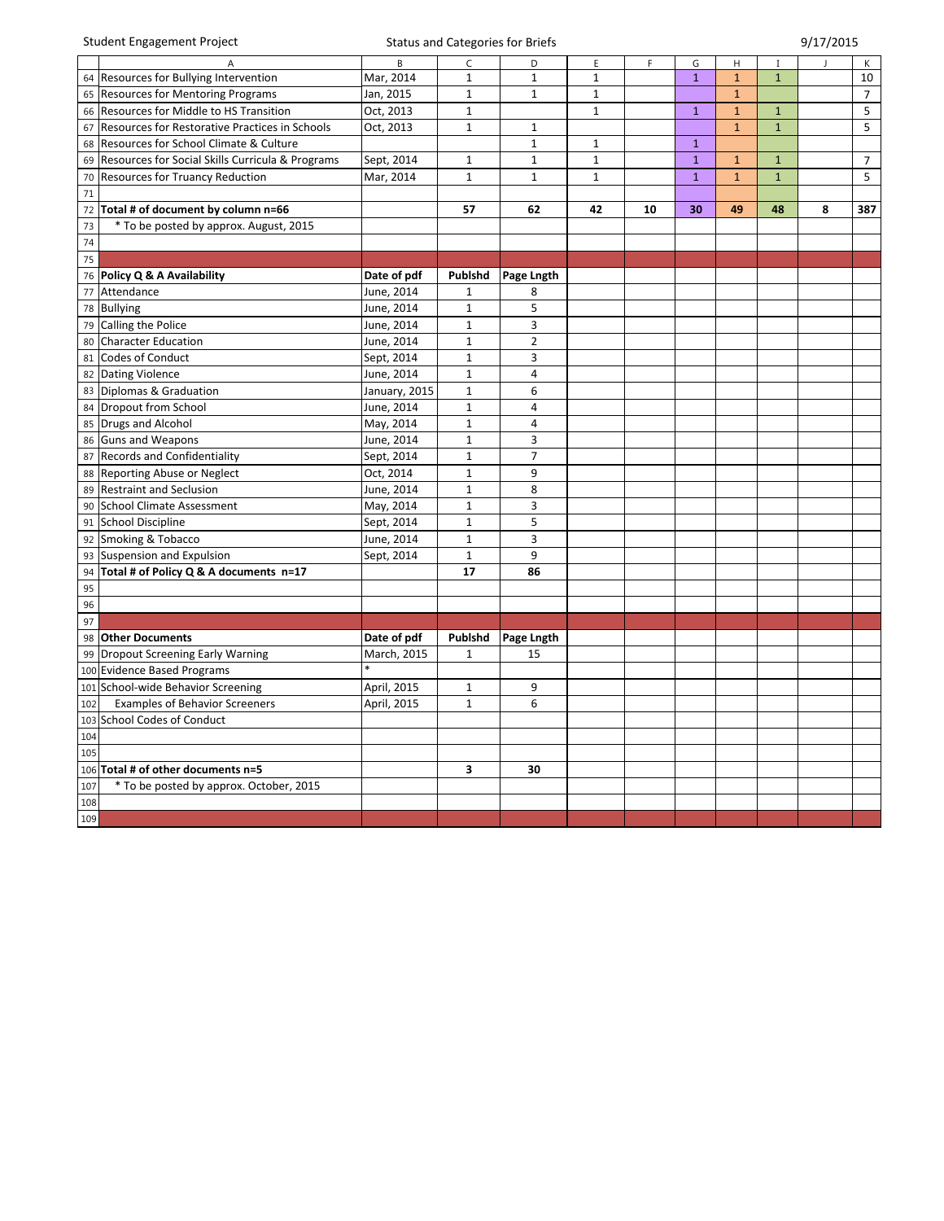Student Engagement Project — Status and Categories for Briefs — 9/17/2015

| | A | B | C | D | E | F | G | H | I | J | K |
|---|---|---|---|---|---|---|---|---|---|---|---|
| 64 | Resources for Bullying Intervention | Mar, 2014 | 1 | 1 | 1 | | 1 | 1 | 1 | | 10 |
| 65 | Resources for Mentoring Programs | Jan, 2015 | 1 | 1 | 1 | | | 1 | | | 7 |
| 66 | Resources for Middle to HS Transition | Oct, 2013 | 1 | | 1 | | 1 | 1 | 1 | | 5 |
| 67 | Resources for Restorative Practices in Schools | Oct, 2013 | 1 | 1 | | | | 1 | 1 | | 5 |
| 68 | Resources for School Climate & Culture | | | 1 | 1 | | 1 | | | | |
| 69 | Resources for Social Skills Curricula & Programs | Sept, 2014 | 1 | 1 | 1 | | 1 | 1 | 1 | | 7 |
| 70 | Resources for Truancy Reduction | Mar, 2014 | 1 | 1 | 1 | | 1 | 1 | 1 | | 5 |
| 71 | | | | | | | | | | | |
| 72 | **Total # of document by column n=66** | | **57** | **62** | **42** | **10** | **30** | **49** | **48** | **8** | **387** |
| 73 | * To be posted by approx. August, 2015 | | | | | | | | | | |
| 74 | | | | | | | | | | | |
| 75 | | | | | | | | | | | |
| 76 | **Policy Q & A Availability** | **Date of pdf** | **Publshd** | **Page Lngth** | | | | | | | |
| 77 | Attendance | June, 2014 | 1 | 8 | | | | | | | |
| 78 | Bullying | June, 2014 | 1 | 5 | | | | | | | |
| 79 | Calling the Police | June, 2014 | 1 | 3 | | | | | | | |
| 80 | Character Education | June, 2014 | 1 | 2 | | | | | | | |
| 81 | Codes of Conduct | Sept, 2014 | 1 | 3 | | | | | | | |
| 82 | Dating Violence | June, 2014 | 1 | 4 | | | | | | | |
| 83 | Diplomas & Graduation | January, 2015 | 1 | 6 | | | | | | | |
| 84 | Dropout from School | June, 2014 | 1 | 4 | | | | | | | |
| 85 | Drugs and Alcohol | May, 2014 | 1 | 4 | | | | | | | |
| 86 | Guns and Weapons | June, 2014 | 1 | 3 | | | | | | | |
| 87 | Records and Confidentiality | Sept, 2014 | 1 | 7 | | | | | | | |
| 88 | Reporting Abuse or Neglect | Oct, 2014 | 1 | 9 | | | | | | | |
| 89 | Restraint and Seclusion | June, 2014 | 1 | 8 | | | | | | | |
| 90 | School Climate Assessment | May, 2014 | 1 | 3 | | | | | | | |
| 91 | School Discipline | Sept, 2014 | 1 | 5 | | | | | | | |
| 92 | Smoking & Tobacco | June, 2014 | 1 | 3 | | | | | | | |
| 93 | Suspension and Expulsion | Sept, 2014 | 1 | 9 | | | | | | | |
| 94 | **Total # of Policy Q & A documents n=17** | | **17** | **86** | | | | | | | |
| 95 | | | | | | | | | | | |
| 96 | | | | | | | | | | | |
| 97 | | | | | | | | | | | |
| 98 | **Other Documents** | **Date of pdf** | **Publshd** | **Page Lngth** | | | | | | | |
| 99 | Dropout Screening Early Warning | March, 2015 | 1 | 15 | | | | | | | |
| 100 | Evidence Based Programs | * | | | | | | | | | |
| 101 | School-wide Behavior Screening | April, 2015 | 1 | 9 | | | | | | | |
| 102 | Examples of Behavior Screeners | April, 2015 | 1 | 6 | | | | | | | |
| 103 | School Codes of Conduct | | | | | | | | | | |
| 104 | | | | | | | | | | | |
| 105 | | | | | | | | | | | |
| 106 | **Total # of other documents n=5** | | **3** | **30** | | | | | | | |
| 107 | * To be posted by approx. October, 2015 | | | | | | | | | | |
| 108 | | | | | | | | | | | |
| 109 | | | | | | | | | | | |